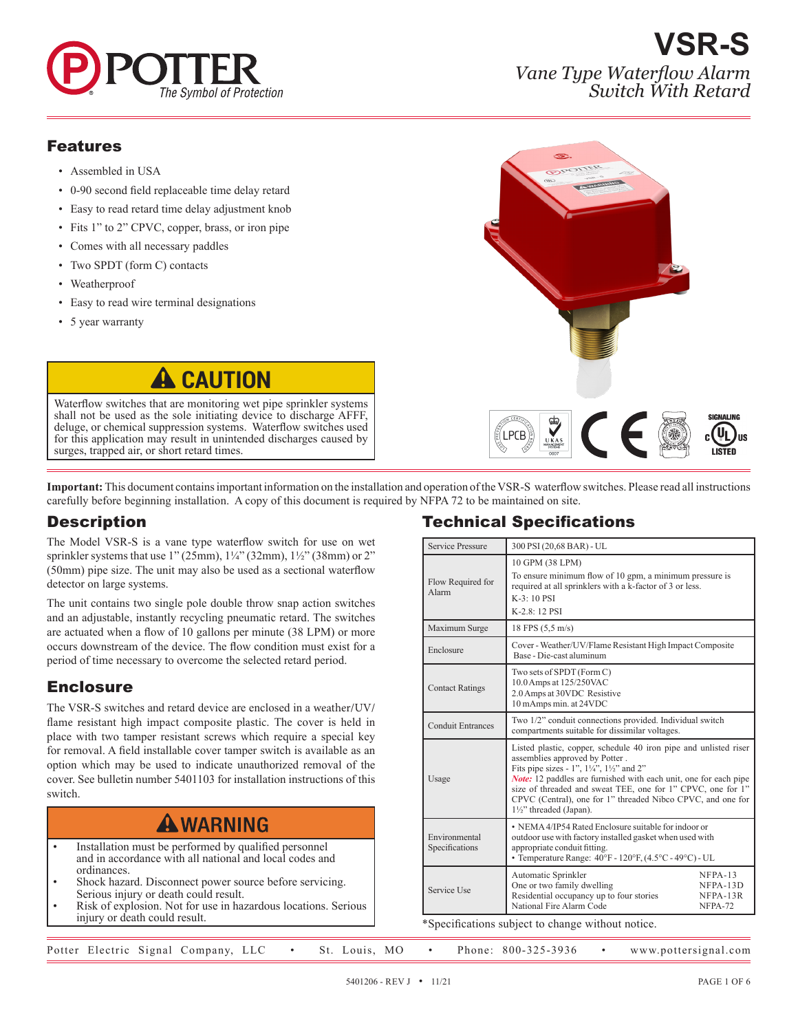# VSR-S

*Vane Type Waterflow Alarm Switch With Retard*

## Features

- Assembled in USA
- 0-90 second field replaceable time delay retard
- Easy to read retard time delay adjustment knob
- Fits 1” to 2” CPVC, copper, brass, or iron pipe
- Comes with all necessary paddles
- Two SPDT (form C) contacts
- Weatherproof
- Easy to read wire terminal designations
- 5 year warranty

### ⚠ CAUTION

Waterflow switches that are monitoring wet pipe sprinkler systems shall not be used as the sole initiating device to discharge AFFF, deluge, or chemical suppression systems. Waterflow switches used for this application may result in unintended discharges caused by surges, trapped air, or short retard times.

**Important:** This document contains important information on the installation and operation of the VSR-S waterflow switches. Please read all instructions carefully before beginning installation. A copy of this document is required by NFPA 72 to be maintained on site.

## Description

The Model VSR-S is a vane type waterflow switch for use on wet sprinkler systems that use 1” (25mm), 1¼” (32mm), 1½” (38mm) or 2” (50mm) pipe size. The unit may also be used as a sectional waterflow detector on large systems.

The unit contains two single pole double throw snap action switches and an adjustable, instantly recycling pneumatic retard. The switches are actuated when a flow of 10 gallons per minute (38 LPM) or more occurs downstream of the device. The flow condition must exist for a period of time necessary to overcome the selected retard period.

## Enclosure

The VSR-S switches and retard device are enclosed in a weather/UV/flame resistant high impact composite plastic. The cover is held in place with two tamper resistant screws which require a special key for removal. A field installable cover tamper switch is available as an option which may be used to indicate unauthorized removal of the cover. See bulletin number 5401103 for installation instructions of this switch.

### ⚠ WARNING

- Installation must be performed by qualified personnel and in accordance with all national and local codes and ordinances.
- Shock hazard. Disconnect power source before servicing. Serious injury or death could result.
- Risk of explosion. Not for use in hazardous locations. Serious injury or death could result.

## Technical Specifications

| | |
|---|---|
| Service Pressure | 300 PSI (20,68 BAR) - UL |
| Flow Required for Alarm | 10 GPM (38 LPM)<br>To ensure minimum flow of 10 gpm, a minimum pressure is required at all sprinklers with a k-factor of 3 or less.<br>K-3: 10 PSI<br>K-2.8: 12 PSI |
| Maximum Surge | 18 FPS (5,5 m/s) |
| Enclosure | Cover - Weather/UV/Flame Resistant High Impact Composite<br>Base - Die-cast aluminum |
| Contact Ratings | Two sets of SPDT (Form C)<br>10.0 Amps at 125/250VAC<br>2.0 Amps at 30VDC Resistive<br>10 mAmps min. at 24VDC |
| Conduit Entrances | Two 1/2” conduit connections provided. Individual switch compartments suitable for dissimilar voltages. |
| Usage | Listed plastic, copper, schedule 40 iron pipe and unlisted riser assemblies approved by Potter .<br>Fits pipe sizes - 1”, 1¼”, 1½” and 2”<br>***Note:*** 12 paddles are furnished with each unit, one for each pipe size of threaded and sweat TEE, one for 1” CPVC, one for 1” CPVC (Central), one for 1” threaded Nibco CPVC, and one for 1½” threaded (Japan). |
| Environmental Specifications | • NEMA 4/IP54 Rated Enclosure suitable for indoor or outdoor use with factory installed gasket when used with appropriate conduit fitting.<br>• Temperature Range: 40°F - 120°F, (4.5°C - 49°C) - UL |
| Service Use | Automatic Sprinkler — NFPA-13<br>One or two family dwelling — NFPA-13D<br>Residential occupancy up to four stories — NFPA-13R<br>National Fire Alarm Code — NFPA-72 |

*Specifications subject to change without notice.

Potter Electric Signal Company, LLC • St. Louis, MO • Phone: 800-325-3936 • www.pottersignal.com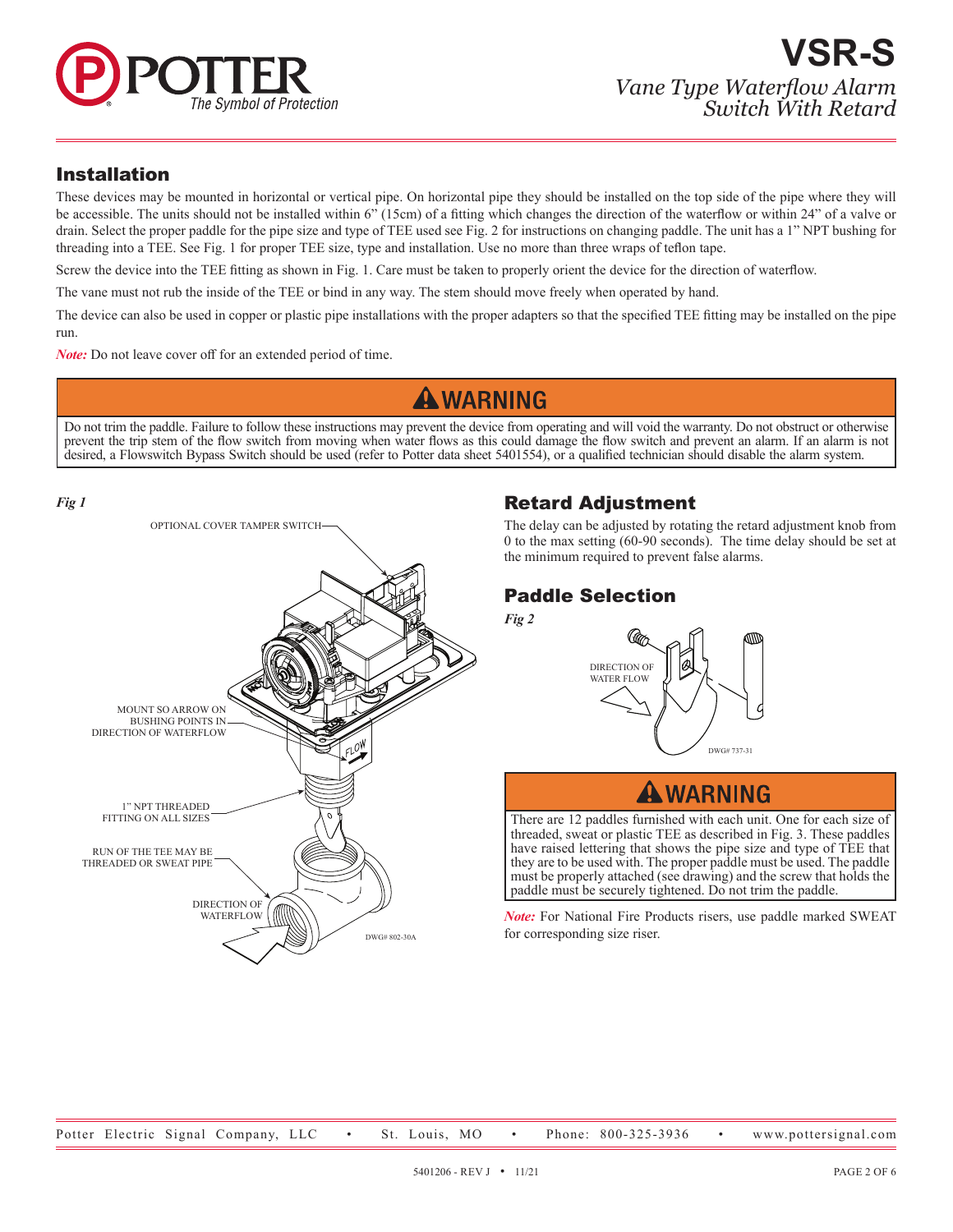# VSR-S

*Vane Type Waterflow Alarm Switch With Retard*

## Installation

These devices may be mounted in horizontal or vertical pipe. On horizontal pipe they should be installed on the top side of the pipe where they will be accessible. The units should not be installed within 6" (15cm) of a fitting which changes the direction of the waterflow or within 24" of a valve or drain. Select the proper paddle for the pipe size and type of TEE used see Fig. 2 for instructions on changing paddle. The unit has a 1" NPT bushing for threading into a TEE. See Fig. 1 for proper TEE size, type and installation. Use no more than three wraps of teflon tape.

Screw the device into the TEE fitting as shown in Fig. 1. Care must be taken to properly orient the device for the direction of waterflow.

The vane must not rub the inside of the TEE or bind in any way. The stem should move freely when operated by hand.

The device can also be used in copper or plastic pipe installations with the proper adapters so that the specified TEE fitting may be installed on the pipe run.

***Note:*** Do not leave cover off for an extended period of time.

### ⚠WARNING

Do not trim the paddle. Failure to follow these instructions may prevent the device from operating and will void the warranty. Do not obstruct or otherwise prevent the trip stem of the flow switch from moving when water flows as this could damage the flow switch and prevent an alarm. If an alarm is not desired, a Flowswitch Bypass Switch should be used (refer to Potter data sheet 5401554), or a qualified technician should disable the alarm system.

*Fig 1*

OPTIONAL COVER TAMPER SWITCH

MOUNT SO ARROW ON BUSHING POINTS IN DIRECTION OF WATERFLOW

1" NPT THREADED FITTING ON ALL SIZES

RUN OF THE TEE MAY BE THREADED OR SWEAT PIPE

DIRECTION OF WATERFLOW

DWG# 802-30A

## Retard Adjustment

The delay can be adjusted by rotating the retard adjustment knob from 0 to the max setting (60-90 seconds). The time delay should be set at the minimum required to prevent false alarms.

## Paddle Selection

*Fig 2*

DIRECTION OF WATER FLOW

DWG# 737-31

### ⚠WARNING

There are 12 paddles furnished with each unit. One for each size of threaded, sweat or plastic TEE as described in Fig. 3. These paddles have raised lettering that shows the pipe size and type of TEE that they are to be used with. The proper paddle must be used. The paddle must be properly attached (see drawing) and the screw that holds the paddle must be securely tightened. Do not trim the paddle.

***Note:*** For National Fire Products risers, use paddle marked SWEAT for corresponding size riser.

Potter Electric Signal Company, LLC • St. Louis, MO • Phone: 800-325-3936 • www.pottersignal.com

5401206 - REV J • 11/21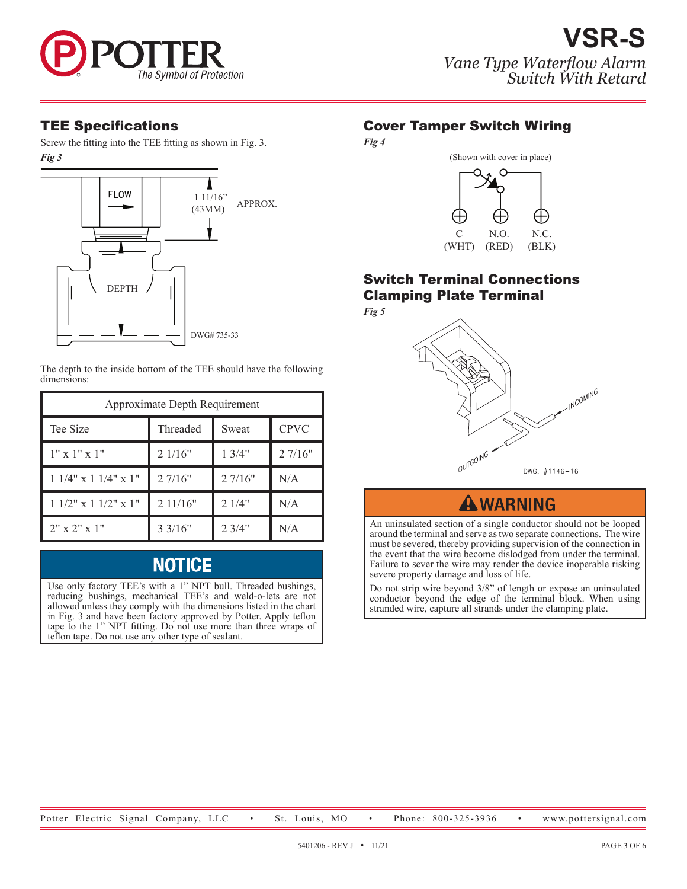## TEE Specifications

Screw the fitting into the TEE fitting as shown in Fig. 3.

*Fig 3*

FLOW

1 11/16" (43MM) APPROX.

DEPTH

DWG# 735-33

The depth to the inside bottom of the TEE should have the following dimensions:

| Approximate Depth Requirement | | | |
|---|---|---|---|
| Tee Size | Threaded | Sweat | CPVC |
| 1" x 1" x 1" | 2 1/16" | 1 3/4" | 2 7/16" |
| 1 1/4" x 1 1/4" x 1" | 2 7/16" | 2 7/16" | N/A |
| 1 1/2" x 1 1/2" x 1" | 2 11/16" | 2 1/4" | N/A |
| 2" x 2" x 1" | 3 3/16" | 2 3/4" | N/A |

### NOTICE

Use only factory TEE's with a 1" NPT bull. Threaded bushings, reducing bushings, mechanical TEE's and weld-o-lets are not allowed unless they comply with the dimensions listed in the chart in Fig. 3 and have been factory approved by Potter. Apply teflon tape to the 1" NPT fitting. Do not use more than three wraps of teflon tape. Do not use any other type of sealant.

## Cover Tamper Switch Wiring

*Fig 4*

(Shown with cover in place)

C (WHT) N.O. (RED) N.C. (BLK)

## Switch Terminal Connections Clamping Plate Terminal

*Fig 5*

INCOMING

OUTGOING

DWG. #1146-16

### WARNING

An uninsulated section of a single conductor should not be looped around the terminal and serve as two separate connections. The wire must be severed, thereby providing supervision of the connection in the event that the wire become dislodged from under the terminal. Failure to sever the wire may render the device inoperable risking severe property damage and loss of life.

Do not strip wire beyond 3/8" of length or expose an uninsulated conductor beyond the edge of the terminal block. When using stranded wire, capture all strands under the clamping plate.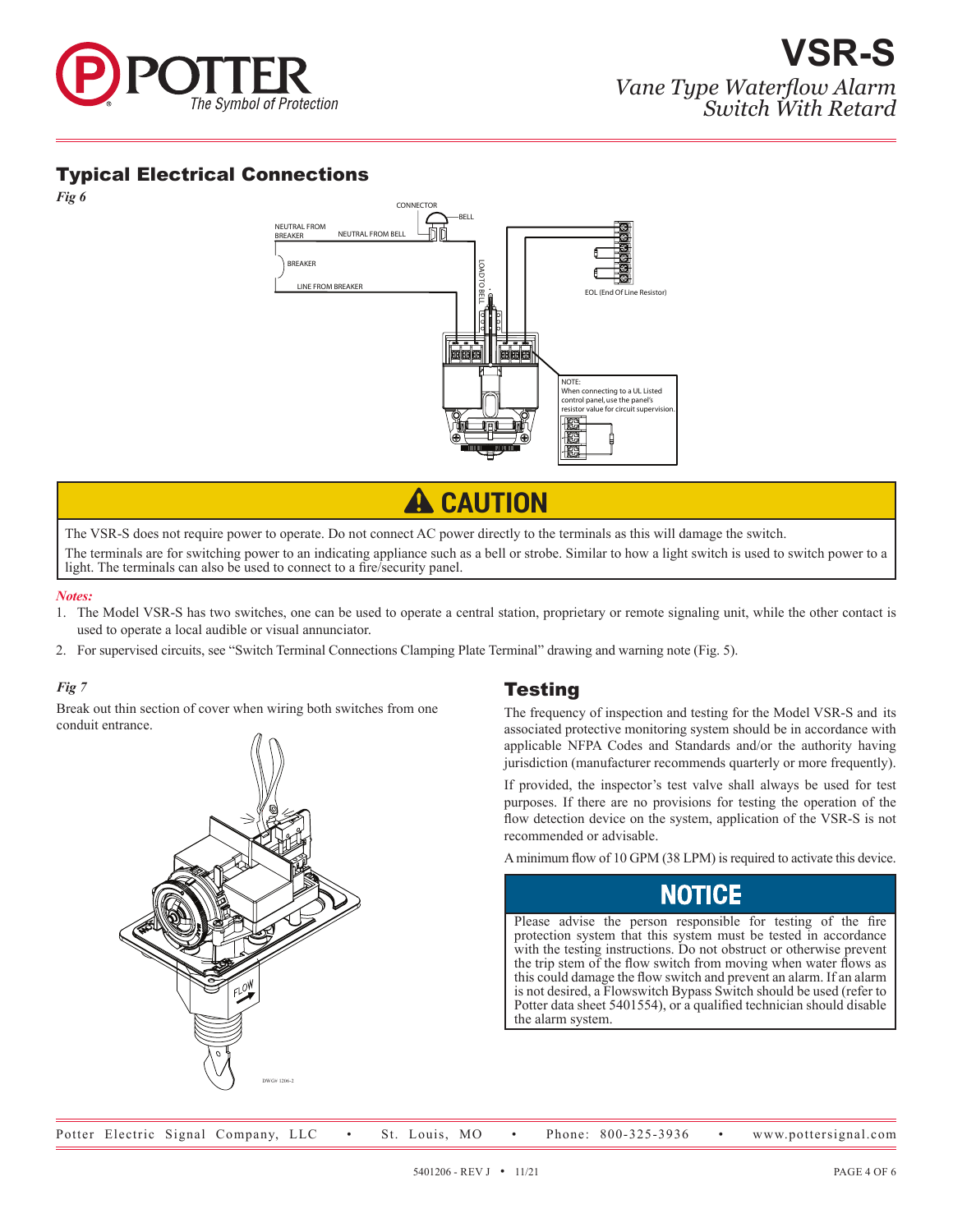## Typical Electrical Connections

*Fig 6*

CONNECTOR

BELL

NEUTRAL FROM BREAKER

NEUTRAL FROM BELL

BREAKER

LINE FROM BREAKER

LOAD TO BELL

EOL (End Of Line Resistor)

NOTE:
When connecting to a UL Listed control panel, use the panel's resistor value for circuit supervision.

### ⚠ CAUTION

The VSR-S does not require power to operate. Do not connect AC power directly to the terminals as this will damage the switch.

The terminals are for switching power to an indicating appliance such as a bell or strobe. Similar to how a light switch is used to switch power to a light. The terminals can also be used to connect to a fire/security panel.

***Notes:***

1. The Model VSR-S has two switches, one can be used to operate a central station, proprietary or remote signaling unit, while the other contact is used to operate a local audible or visual annunciator.
2. For supervised circuits, see "Switch Terminal Connections Clamping Plate Terminal" drawing and warning note (Fig. 5).

*Fig 7*

Break out thin section of cover when wiring both switches from one conduit entrance.

FLOW

DWG# 1206-2

## Testing

The frequency of inspection and testing for the Model VSR-S and its associated protective monitoring system should be in accordance with applicable NFPA Codes and Standards and/or the authority having jurisdiction (manufacturer recommends quarterly or more frequently).

If provided, the inspector's test valve shall always be used for test purposes. If there are no provisions for testing the operation of the flow detection device on the system, application of the VSR-S is not recommended or advisable.

A minimum flow of 10 GPM (38 LPM) is required to activate this device.

### NOTICE

Please advise the person responsible for testing of the fire protection system that this system must be tested in accordance with the testing instructions. Do not obstruct or otherwise prevent the trip stem of the flow switch from moving when water flows as this could damage the flow switch and prevent an alarm. If an alarm is not desired, a Flowswitch Bypass Switch should be used (refer to Potter data sheet 5401554), or a qualified technician should disable the alarm system.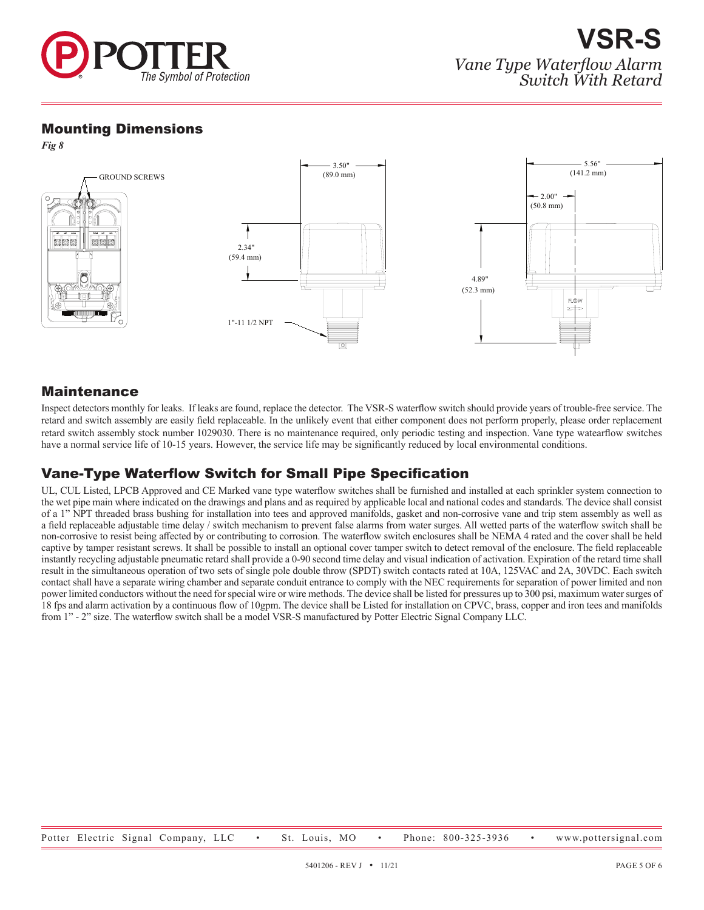# VSR-S

*Vane Type Waterflow Alarm Switch With Retard*

## Mounting Dimensions

*Fig 8*

GROUND SCREWS

3.50" (89.0 mm)

2.34" (59.4 mm)

1"-11 1/2 NPT

5.56" (141.2 mm)

2.00" (50.8 mm)

4.89" (52.3 mm)

FLOW

## Maintenance

Inspect detectors monthly for leaks. If leaks are found, replace the detector. The VSR-S waterflow switch should provide years of trouble-free service. The retard and switch assembly are easily field replaceable. In the unlikely event that either component does not perform properly, please order replacement retard switch assembly stock number 1029030. There is no maintenance required, only periodic testing and inspection. Vane type watearflow switches have a normal service life of 10-15 years. However, the service life may be significantly reduced by local environmental conditions.

## Vane-Type Waterflow Switch for Small Pipe Specification

UL, CUL Listed, LPCB Approved and CE Marked vane type waterflow switches shall be furnished and installed at each sprinkler system connection to the wet pipe main where indicated on the drawings and plans and as required by applicable local and national codes and standards. The device shall consist of a 1" NPT threaded brass bushing for installation into tees and approved manifolds, gasket and non-corrosive vane and trip stem assembly as well as a field replaceable adjustable time delay / switch mechanism to prevent false alarms from water surges. All wetted parts of the waterflow switch shall be non-corrosive to resist being affected by or contributing to corrosion. The waterflow switch enclosures shall be NEMA 4 rated and the cover shall be held captive by tamper resistant screws. It shall be possible to install an optional cover tamper switch to detect removal of the enclosure. The field replaceable instantly recycling adjustable pneumatic retard shall provide a 0-90 second time delay and visual indication of activation. Expiration of the retard time shall result in the simultaneous operation of two sets of single pole double throw (SPDT) switch contacts rated at 10A, 125VAC and 2A, 30VDC. Each switch contact shall have a separate wiring chamber and separate conduit entrance to comply with the NEC requirements for separation of power limited and non power limited conductors without the need for special wire or wire methods. The device shall be listed for pressures up to 300 psi, maximum water surges of 18 fps and alarm activation by a continuous flow of 10gpm. The device shall be Listed for installation on CPVC, brass, copper and iron tees and manifolds from 1" - 2" size. The waterflow switch shall be a model VSR-S manufactured by Potter Electric Signal Company LLC.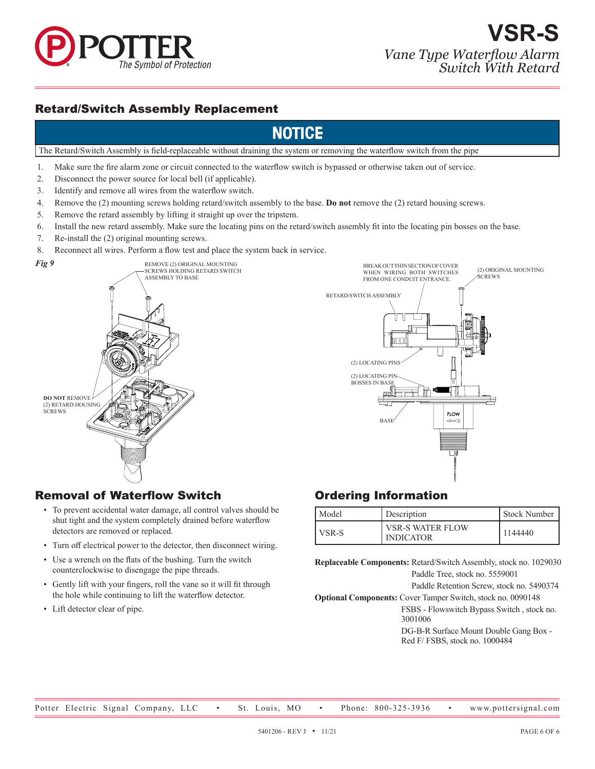# VSR-S

*Vane Type Waterflow Alarm Switch With Retard*

## Retard/Switch Assembly Replacement

**NOTICE**

The Retard/Switch Assembly is field-replaceable without draining the system or removing the waterflow switch from the pipe

1. Make sure the fire alarm zone or circuit connected to the waterflow switch is bypassed or otherwise taken out of service.
2. Disconnect the power source for local bell (if applicable).
3. Identify and remove all wires from the waterflow switch.
4. Remove the (2) mounting screws holding retard/switch assembly to the base. **Do not** remove the (2) retard housing screws.
5. Remove the retard assembly by lifting it straight up over the tripstem.
6. Install the new retard assembly. Make sure the locating pins on the retard/switch assembly fit into the locating pin bosses on the base.
7. Re-install the (2) original mounting screws.
8. Reconnect all wires. Perform a flow test and place the system back in service.

*Fig 9*

REMOVE (2) ORIGINAL MOUNTING SCREWS HOLDING RETARD/SWITCH ASSEMBLY TO BASE

**DO NOT** REMOVE (2) RETARD HOUSING SCREWS

BREAK OUT THIN SECTION OF COVER WHEN WIRING BOTH SWITCHES FROM ONE CONDUIT ENTRANCE.

(2) ORIGINAL MOUNTING SCREWS

RETARD/SWITCH ASSEMBLY

(2) LOCATING PINS

(2) LOCATING PIN BOSSES IN BASE

BASE

FLOW

## Removal of Waterflow Switch

- To prevent accidental water damage, all control valves should be shut tight and the system completely drained before waterflow detectors are removed or replaced.
- Turn off electrical power to the detector, then disconnect wiring.
- Use a wrench on the flats of the bushing. Turn the switch counterclockwise to disengage the pipe threads.
- Gently lift with your fingers, roll the vane so it will fit through the hole while continuing to lift the waterflow detector.
- Lift detector clear of pipe.

## Ordering Information

| Model | Description | Stock Number |
|---|---|---|
| VSR-S | VSR-S WATER FLOW INDICATOR | 1144440 |

**Replaceable Components:** Retard/Switch Assembly, stock no. 1029030
Paddle Tree, stock no. 5559001
Paddle Retention Screw, stock no. 5490374

**Optional Components:** Cover Tamper Switch, stock no. 0090148
FSBS - Flowswitch Bypass Switch , stock no. 3001006
DG-B-R Surface Mount Double Gang Box - Red F/ FSBS, stock no. 1000484

Potter Electric Signal Company, LLC • St. Louis, MO • Phone: 800-325-3936 • www.pottersignal.com

5401206 - REV J • 11/21